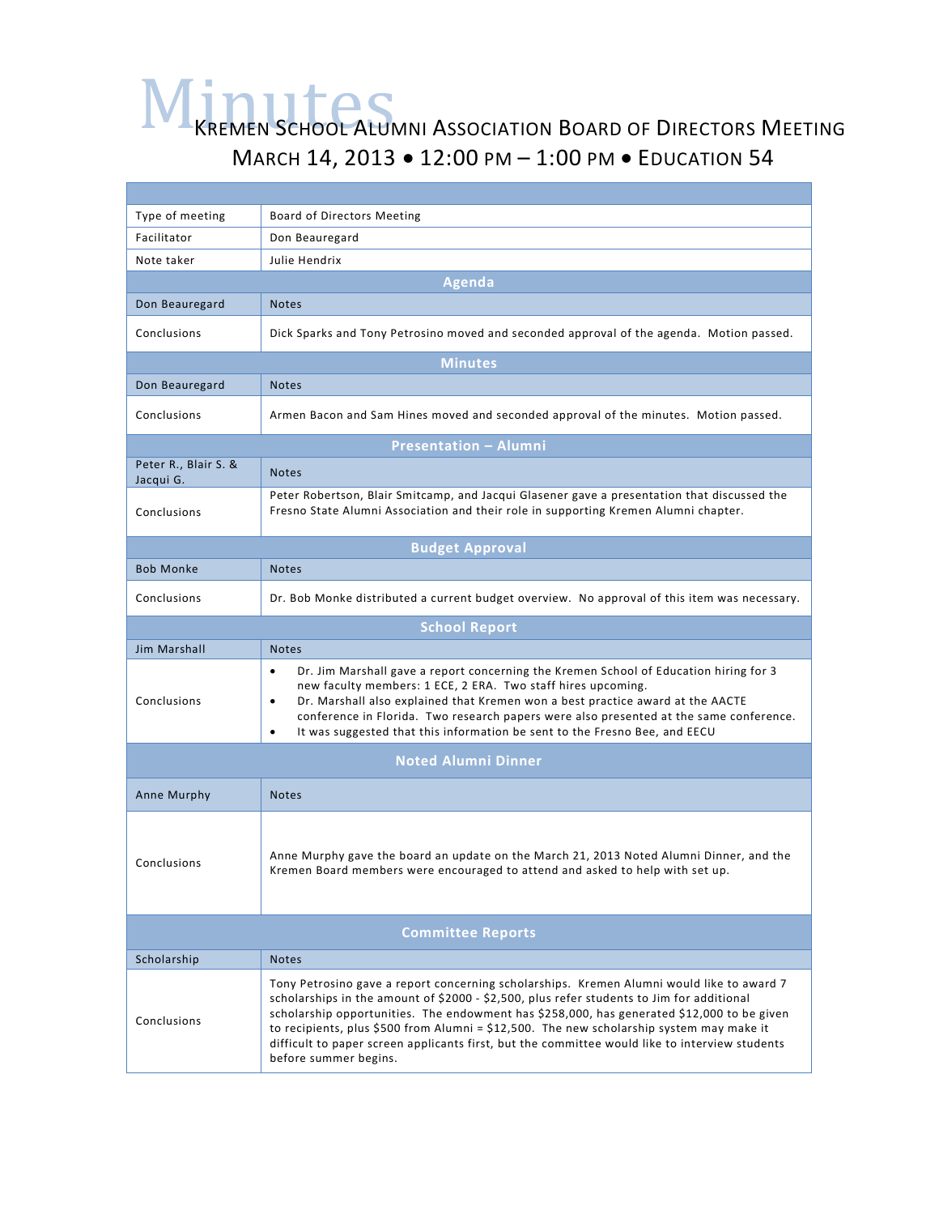# Minutes

## Kremen School Alumni Association Board of Directors Meeting

### March 14, 2013 • 12:00 PM – 1:00 PM • Education 54

| | |
|---|---|
| Type of meeting | Board of Directors Meeting |
| Facilitator | Don Beauregard |
| Note taker | Julie Hendrix |

**Agenda**

| | |
|---|---|
| Don Beauregard | Notes |
| Conclusions | Dick Sparks and Tony Petrosino moved and seconded approval of the agenda. Motion passed. |

**Minutes**

| | |
|---|---|
| Don Beauregard | Notes |
| Conclusions | Armen Bacon and Sam Hines moved and seconded approval of the minutes. Motion passed. |

**Presentation – Alumni**

| | |
|---|---|
| Peter R., Blair S. & Jacqui G. | Notes |
| Conclusions | Peter Robertson, Blair Smitcamp, and Jacqui Glasener gave a presentation that discussed the Fresno State Alumni Association and their role in supporting Kremen Alumni chapter. |

**Budget Approval**

| | |
|---|---|
| Bob Monke | Notes |
| Conclusions | Dr. Bob Monke distributed a current budget overview. No approval of this item was necessary. |

**School Report**

| | |
|---|---|
| Jim Marshall | Notes |
| Conclusions | • Dr. Jim Marshall gave a report concerning the Kremen School of Education hiring for 3 new faculty members: 1 ECE, 2 ERA. Two staff hires upcoming.<br>• Dr. Marshall also explained that Kremen won a best practice award at the AACTE conference in Florida. Two research papers were also presented at the same conference.<br>• It was suggested that this information be sent to the Fresno Bee, and EECU |

**Noted Alumni Dinner**

| | |
|---|---|
| Anne Murphy | Notes |
| Conclusions | Anne Murphy gave the board an update on the March 21, 2013 Noted Alumni Dinner, and the Kremen Board members were encouraged to attend and asked to help with set up. |

**Committee Reports**

| | |
|---|---|
| Scholarship | Notes |
| Conclusions | Tony Petrosino gave a report concerning scholarships. Kremen Alumni would like to award 7 scholarships in the amount of $2000 - $2,500, plus refer students to Jim for additional scholarship opportunities. The endowment has $258,000, has generated $12,000 to be given to recipients, plus $500 from Alumni = $12,500. The new scholarship system may make it difficult to paper screen applicants first, but the committee would like to interview students before summer begins. |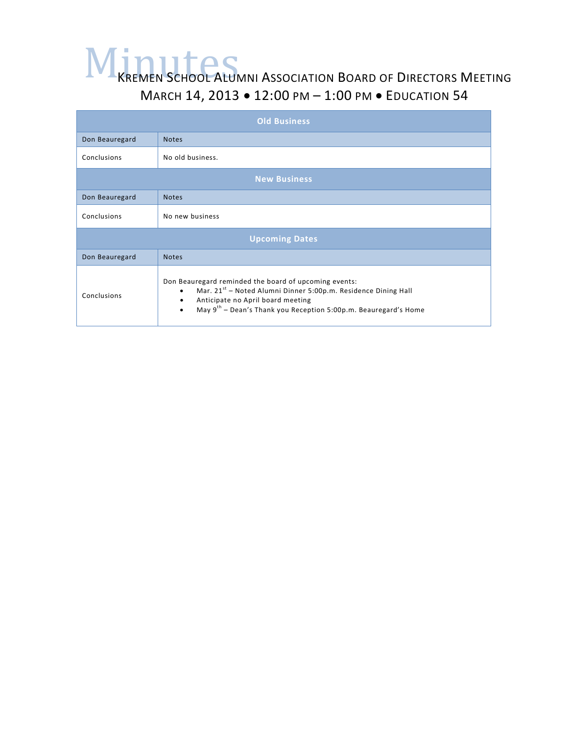# Minutes

## Kremen School Alumni Association Board of Directors Meeting

March 14, 2013 • 12:00 PM – 1:00 PM • Education 54

| | |
|---|---|
| **Old Business** | |
| Don Beauregard | Notes |
| Conclusions | No old business. |
| **New Business** | |
| Don Beauregard | Notes |
| Conclusions | No new business |
| **Upcoming Dates** | |
| Don Beauregard | Notes |
| Conclusions | Don Beauregard reminded the board of upcoming events:<br>• Mar. 21st – Noted Alumni Dinner 5:00p.m. Residence Dining Hall<br>• Anticipate no April board meeting<br>• May 9th – Dean's Thank you Reception 5:00p.m. Beauregard's Home |